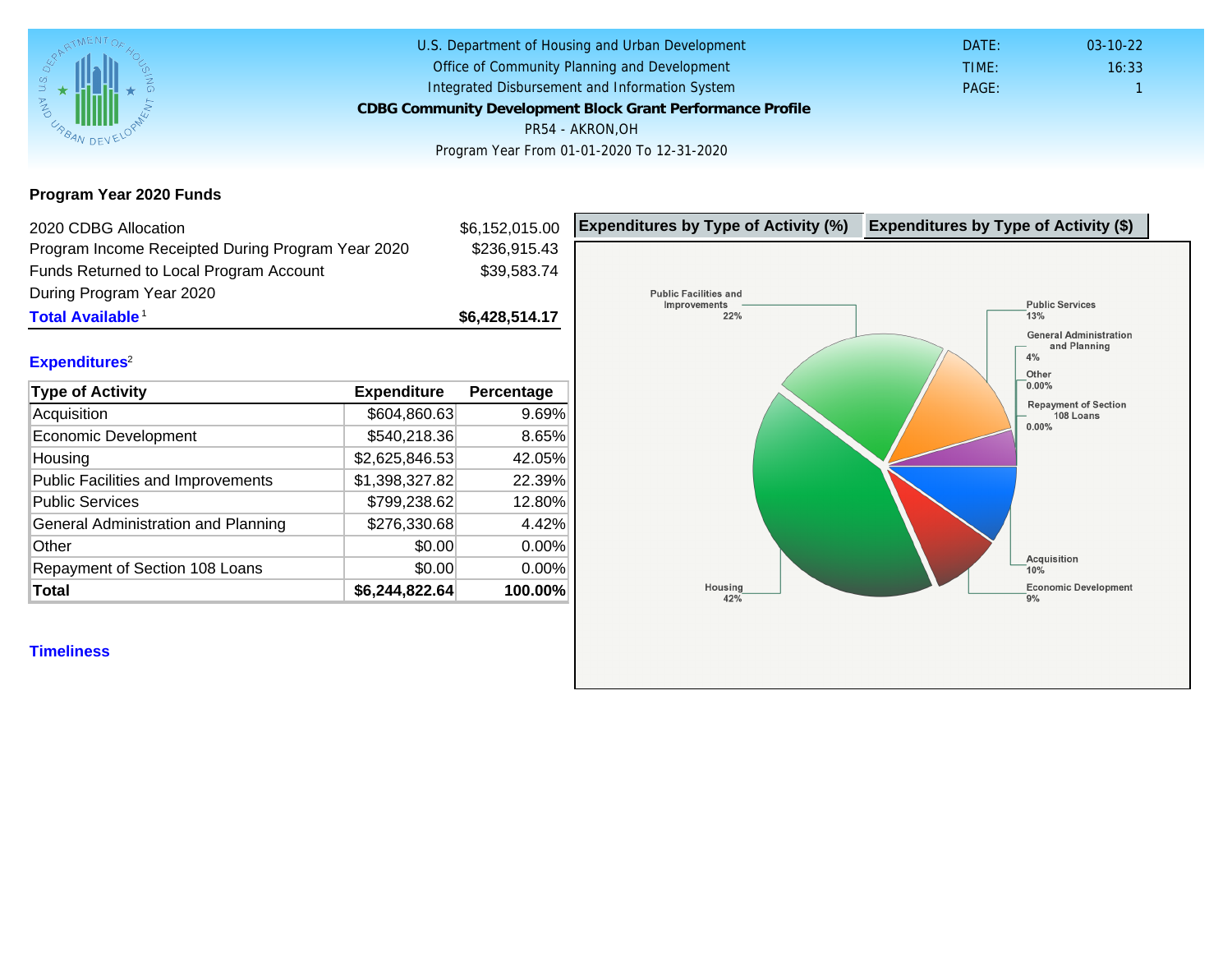U.S. Department of Housing and Urban Development
Office of Community Planning and Development
Integrated Disbursement and Information System

# CDBG Community Development Block Grant Performance Profile

PR54 - AKRON,OH

Program Year From 01-01-2020 To 12-31-2020

DATE: 03-10-22
TIME: 16:33
PAGE: 1

## Program Year 2020 Funds

| | |
|---|---|
| 2020 CDBG Allocation | $6,152,015.00 |
| Program Income Receipted During Program Year 2020 | $236,915.43 |
| Funds Returned to Local Program Account During Program Year 2020 | $39,583.74 |
| **Total Available** [1] | **$6,428,514.17** |

## Expenditures[2]

| Type of Activity | Expenditure | Percentage |
|---|---|---|
| Acquisition | $604,860.63 | 9.69% |
| Economic Development | $540,218.36 | 8.65% |
| Housing | $2,625,846.53 | 42.05% |
| Public Facilities and Improvements | $1,398,327.82 | 22.39% |
| Public Services | $799,238.62 | 12.80% |
| General Administration and Planning | $276,330.68 | 4.42% |
| Other | $0.00 | 0.00% |
| Repayment of Section 108 Loans | $0.00 | 0.00% |
| **Total** | **$6,244,822.64** | **100.00%** |

Expenditures by Type of Activity (%) | Expenditures by Type of Activity ($)

Public Facilities and Improvements 22%
Public Services 13%
General Administration and Planning 4%
Other 0.00%
Repayment of Section 108 Loans 0.00%
Acquisition 10%
Economic Development 9%
Housing 42%

## Timeliness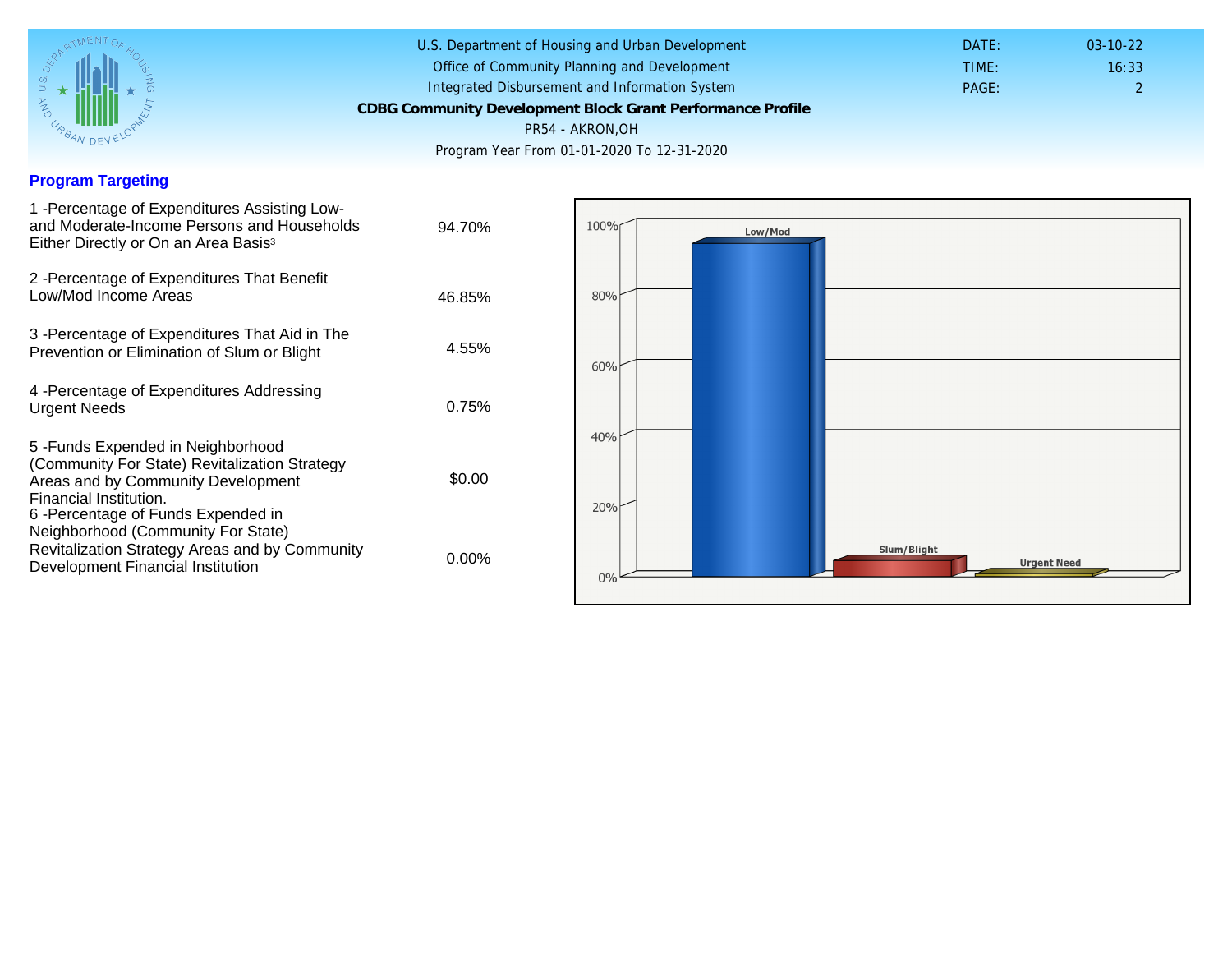U.S. Department of Housing and Urban Development
Office of Community Planning and Development
Integrated Disbursement and Information System
**CDBG Community Development Block Grant Performance Profile**
PR54 - AKRON,OH
Program Year From 01-01-2020 To 12-31-2020

DATE: 03-10-22
TIME: 16:33
PAGE: 2

## Program Targeting

| | |
|---|---|
| 1 -Percentage of Expenditures Assisting Low- and Moderate-Income Persons and Households Either Directly or On an Area Basis[3] | 94.70% |
| 2 -Percentage of Expenditures That Benefit Low/Mod Income Areas | 46.85% |
| 3 -Percentage of Expenditures That Aid in The Prevention or Elimination of Slum or Blight | 4.55% |
| 4 -Percentage of Expenditures Addressing Urgent Needs | 0.75% |
| 5 -Funds Expended in Neighborhood (Community For State) Revitalization Strategy Areas and by Community Development Financial Institution. | $0.00 |
| 6 -Percentage of Funds Expended in Neighborhood (Community For State) Revitalization Strategy Areas and by Community Development Financial Institution | 0.00% |

Chart: Low/Mod, Slum/Blight, Urgent Need (0% – 100%)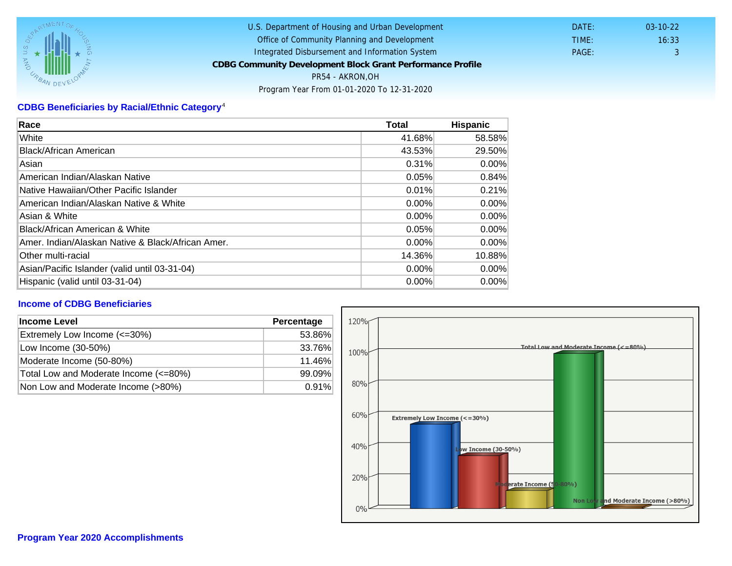U.S. Department of Housing and Urban Development
Office of Community Planning and Development
Integrated Disbursement and Information System
**CDBG Community Development Block Grant Performance Profile**
PR54 - AKRON,OH
Program Year From 01-01-2020 To 12-31-2020

DATE: 03-10-22
TIME: 16:33
PAGE: 3

## CDBG Beneficiaries by Racial/Ethnic Category[4]

| Race | Total | Hispanic |
|---|---|---|
| White | 41.68% | 58.58% |
| Black/African American | 43.53% | 29.50% |
| Asian | 0.31% | 0.00% |
| American Indian/Alaskan Native | 0.05% | 0.84% |
| Native Hawaiian/Other Pacific Islander | 0.01% | 0.21% |
| American Indian/Alaskan Native & White | 0.00% | 0.00% |
| Asian & White | 0.00% | 0.00% |
| Black/African American & White | 0.05% | 0.00% |
| Amer. Indian/Alaskan Native & Black/African Amer. | 0.00% | 0.00% |
| Other multi-racial | 14.36% | 10.88% |
| Asian/Pacific Islander (valid until 03-31-04) | 0.00% | 0.00% |
| Hispanic (valid until 03-31-04) | 0.00% | 0.00% |

## Income of CDBG Beneficiaries

| Income Level | Percentage |
|---|---|
| Extremely Low Income (<=30%) | 53.86% |
| Low Income (30-50%) | 33.76% |
| Moderate Income (50-80%) | 11.46% |
| Total Low and Moderate Income (<=80%) | 99.09% |
| Non Low and Moderate Income (>80%) | 0.91% |

## Program Year 2020 Accomplishments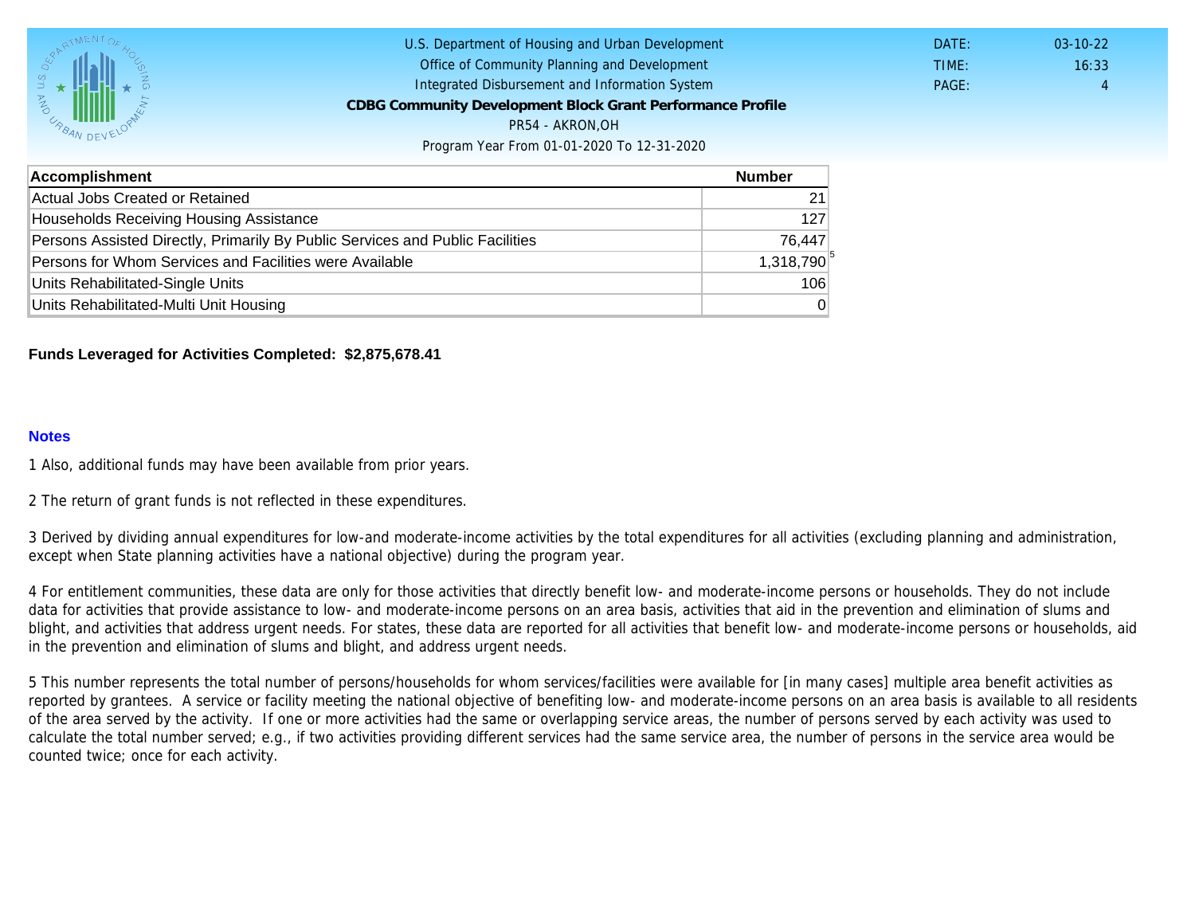| Accomplishment | Number |
| --- | --- |
| Actual Jobs Created or Retained | 21 |
| Households Receiving Housing Assistance | 127 |
| Persons Assisted Directly, Primarily By Public Services and Public Facilities | 76,447 |
| Persons for Whom Services and Facilities were Available | 1,318,790 [5] |
| Units Rehabilitated-Single Units | 106 |
| Units Rehabilitated-Multi Unit Housing | 0 |

**Funds Leveraged for Activities Completed: $2,875,678.41**

## Notes

1 Also, additional funds may have been available from prior years.

2 The return of grant funds is not reflected in these expenditures.

3 Derived by dividing annual expenditures for low-and moderate-income activities by the total expenditures for all activities (excluding planning and administration, except when State planning activities have a national objective) during the program year.

4 For entitlement communities, these data are only for those activities that directly benefit low- and moderate-income persons or households. They do not include data for activities that provide assistance to low- and moderate-income persons on an area basis, activities that aid in the prevention and elimination of slums and blight, and activities that address urgent needs. For states, these data are reported for all activities that benefit low- and moderate-income persons or households, aid in the prevention and elimination of slums and blight, and address urgent needs.

5 This number represents the total number of persons/households for whom services/facilities were available for [in many cases] multiple area benefit activities as reported by grantees. A service or facility meeting the national objective of benefiting low- and moderate-income persons on an area basis is available to all residents of the area served by the activity. If one or more activities had the same or overlapping service areas, the number of persons served by each activity was used to calculate the total number served; e.g., if two activities providing different services had the same service area, the number of persons in the service area would be counted twice; once for each activity.